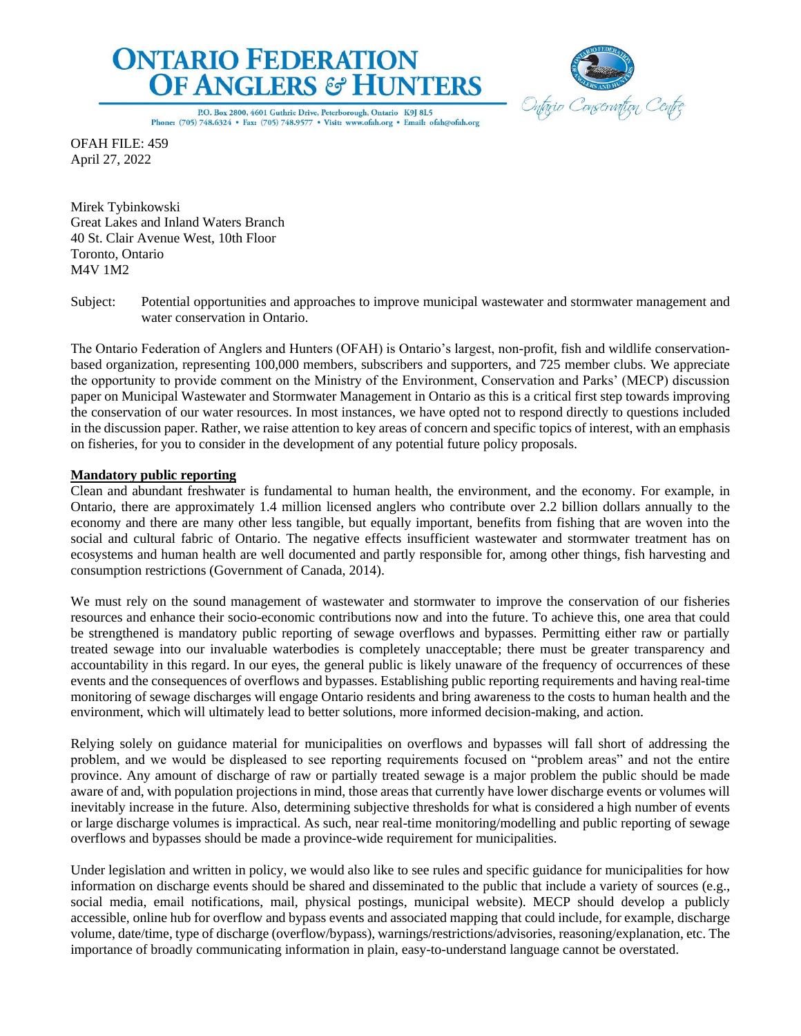# ONTARIO FEDERATION OF ANGLERS & HUNTERS

P.O. Box 2800, 4601 Guthrie Drive, Peterborough, Ontario K9J 8L5
Phone: (705) 748.6324 • Fax: (705) 748.9577 • Visit: www.ofah.org • Email: ofah@ofah.org

Ontario Conservation Centre

OFAH FILE: 459
April 27, 2022

Mirek Tybinkowski
Great Lakes and Inland Waters Branch
40 St. Clair Avenue West, 10th Floor
Toronto, Ontario
M4V 1M2

Subject: Potential opportunities and approaches to improve municipal wastewater and stormwater management and water conservation in Ontario.

The Ontario Federation of Anglers and Hunters (OFAH) is Ontario's largest, non-profit, fish and wildlife conservation-based organization, representing 100,000 members, subscribers and supporters, and 725 member clubs. We appreciate the opportunity to provide comment on the Ministry of the Environment, Conservation and Parks' (MECP) discussion paper on Municipal Wastewater and Stormwater Management in Ontario as this is a critical first step towards improving the conservation of our water resources. In most instances, we have opted not to respond directly to questions included in the discussion paper. Rather, we raise attention to key areas of concern and specific topics of interest, with an emphasis on fisheries, for you to consider in the development of any potential future policy proposals.

**Mandatory public reporting**

Clean and abundant freshwater is fundamental to human health, the environment, and the economy. For example, in Ontario, there are approximately 1.4 million licensed anglers who contribute over 2.2 billion dollars annually to the economy and there are many other less tangible, but equally important, benefits from fishing that are woven into the social and cultural fabric of Ontario. The negative effects insufficient wastewater and stormwater treatment has on ecosystems and human health are well documented and partly responsible for, among other things, fish harvesting and consumption restrictions (Government of Canada, 2014).

We must rely on the sound management of wastewater and stormwater to improve the conservation of our fisheries resources and enhance their socio-economic contributions now and into the future. To achieve this, one area that could be strengthened is mandatory public reporting of sewage overflows and bypasses. Permitting either raw or partially treated sewage into our invaluable waterbodies is completely unacceptable; there must be greater transparency and accountability in this regard. In our eyes, the general public is likely unaware of the frequency of occurrences of these events and the consequences of overflows and bypasses. Establishing public reporting requirements and having real-time monitoring of sewage discharges will engage Ontario residents and bring awareness to the costs to human health and the environment, which will ultimately lead to better solutions, more informed decision-making, and action.

Relying solely on guidance material for municipalities on overflows and bypasses will fall short of addressing the problem, and we would be displeased to see reporting requirements focused on "problem areas" and not the entire province. Any amount of discharge of raw or partially treated sewage is a major problem the public should be made aware of and, with population projections in mind, those areas that currently have lower discharge events or volumes will inevitably increase in the future. Also, determining subjective thresholds for what is considered a high number of events or large discharge volumes is impractical. As such, near real-time monitoring/modelling and public reporting of sewage overflows and bypasses should be made a province-wide requirement for municipalities.

Under legislation and written in policy, we would also like to see rules and specific guidance for municipalities for how information on discharge events should be shared and disseminated to the public that include a variety of sources (e.g., social media, email notifications, mail, physical postings, municipal website). MECP should develop a publicly accessible, online hub for overflow and bypass events and associated mapping that could include, for example, discharge volume, date/time, type of discharge (overflow/bypass), warnings/restrictions/advisories, reasoning/explanation, etc. The importance of broadly communicating information in plain, easy-to-understand language cannot be overstated.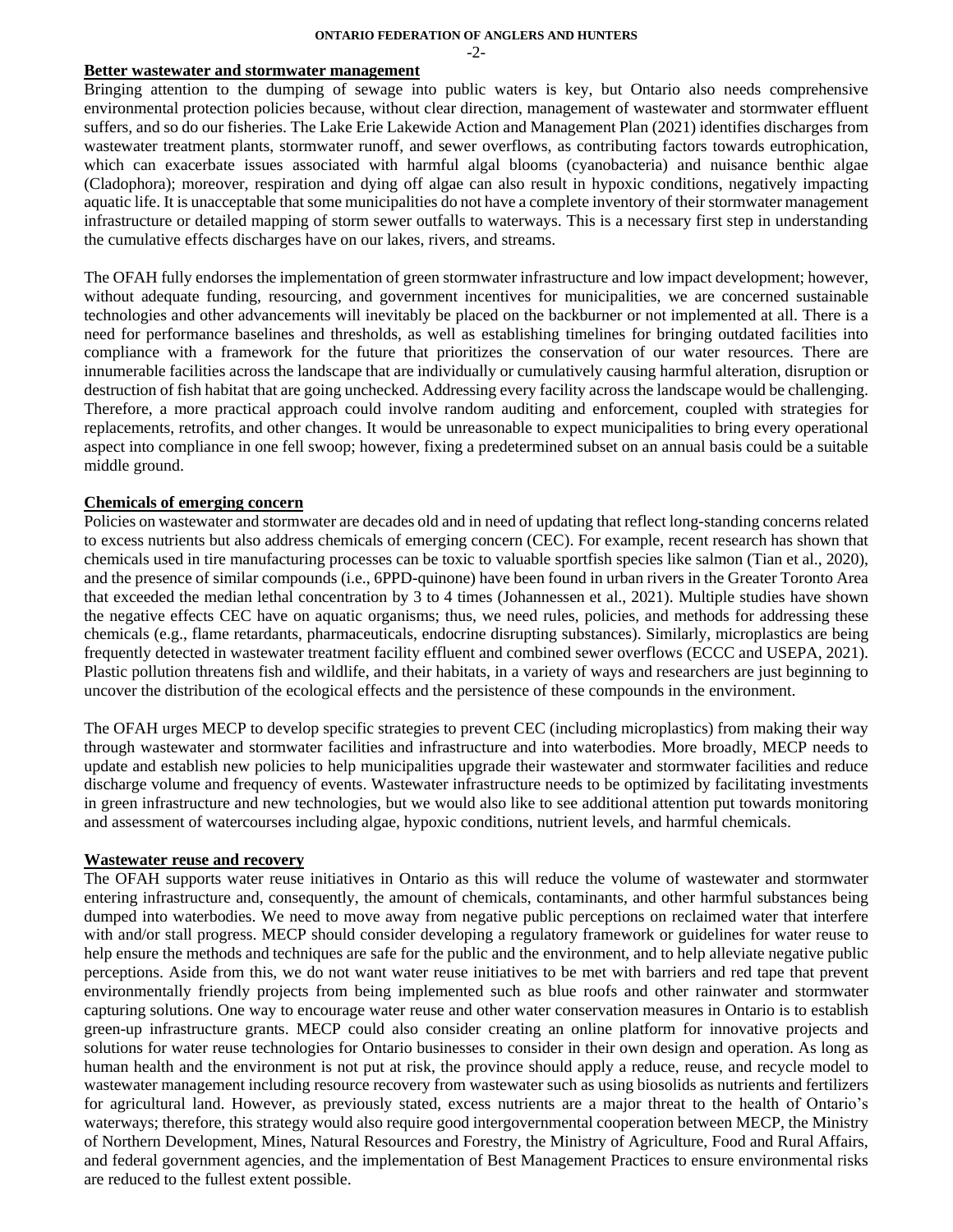## Better wastewater and stormwater management

Bringing attention to the dumping of sewage into public waters is key, but Ontario also needs comprehensive environmental protection policies because, without clear direction, management of wastewater and stormwater effluent suffers, and so do our fisheries. The Lake Erie Lakewide Action and Management Plan (2021) identifies discharges from wastewater treatment plants, stormwater runoff, and sewer overflows, as contributing factors towards eutrophication, which can exacerbate issues associated with harmful algal blooms (cyanobacteria) and nuisance benthic algae (Cladophora); moreover, respiration and dying off algae can also result in hypoxic conditions, negatively impacting aquatic life. It is unacceptable that some municipalities do not have a complete inventory of their stormwater management infrastructure or detailed mapping of storm sewer outfalls to waterways. This is a necessary first step in understanding the cumulative effects discharges have on our lakes, rivers, and streams.

The OFAH fully endorses the implementation of green stormwater infrastructure and low impact development; however, without adequate funding, resourcing, and government incentives for municipalities, we are concerned sustainable technologies and other advancements will inevitably be placed on the backburner or not implemented at all. There is a need for performance baselines and thresholds, as well as establishing timelines for bringing outdated facilities into compliance with a framework for the future that prioritizes the conservation of our water resources. There are innumerable facilities across the landscape that are individually or cumulatively causing harmful alteration, disruption or destruction of fish habitat that are going unchecked. Addressing every facility across the landscape would be challenging. Therefore, a more practical approach could involve random auditing and enforcement, coupled with strategies for replacements, retrofits, and other changes. It would be unreasonable to expect municipalities to bring every operational aspect into compliance in one fell swoop; however, fixing a predetermined subset on an annual basis could be a suitable middle ground.

## Chemicals of emerging concern

Policies on wastewater and stormwater are decades old and in need of updating that reflect long-standing concerns related to excess nutrients but also address chemicals of emerging concern (CEC). For example, recent research has shown that chemicals used in tire manufacturing processes can be toxic to valuable sportfish species like salmon (Tian et al., 2020), and the presence of similar compounds (i.e., 6PPD-quinone) have been found in urban rivers in the Greater Toronto Area that exceeded the median lethal concentration by 3 to 4 times (Johannessen et al., 2021). Multiple studies have shown the negative effects CEC have on aquatic organisms; thus, we need rules, policies, and methods for addressing these chemicals (e.g., flame retardants, pharmaceuticals, endocrine disrupting substances). Similarly, microplastics are being frequently detected in wastewater treatment facility effluent and combined sewer overflows (ECCC and USEPA, 2021). Plastic pollution threatens fish and wildlife, and their habitats, in a variety of ways and researchers are just beginning to uncover the distribution of the ecological effects and the persistence of these compounds in the environment.

The OFAH urges MECP to develop specific strategies to prevent CEC (including microplastics) from making their way through wastewater and stormwater facilities and infrastructure and into waterbodies. More broadly, MECP needs to update and establish new policies to help municipalities upgrade their wastewater and stormwater facilities and reduce discharge volume and frequency of events. Wastewater infrastructure needs to be optimized by facilitating investments in green infrastructure and new technologies, but we would also like to see additional attention put towards monitoring and assessment of watercourses including algae, hypoxic conditions, nutrient levels, and harmful chemicals.

## Wastewater reuse and recovery

The OFAH supports water reuse initiatives in Ontario as this will reduce the volume of wastewater and stormwater entering infrastructure and, consequently, the amount of chemicals, contaminants, and other harmful substances being dumped into waterbodies. We need to move away from negative public perceptions on reclaimed water that interfere with and/or stall progress. MECP should consider developing a regulatory framework or guidelines for water reuse to help ensure the methods and techniques are safe for the public and the environment, and to help alleviate negative public perceptions. Aside from this, we do not want water reuse initiatives to be met with barriers and red tape that prevent environmentally friendly projects from being implemented such as blue roofs and other rainwater and stormwater capturing solutions. One way to encourage water reuse and other water conservation measures in Ontario is to establish green-up infrastructure grants. MECP could also consider creating an online platform for innovative projects and solutions for water reuse technologies for Ontario businesses to consider in their own design and operation. As long as human health and the environment is not put at risk, the province should apply a reduce, reuse, and recycle model to wastewater management including resource recovery from wastewater such as using biosolids as nutrients and fertilizers for agricultural land. However, as previously stated, excess nutrients are a major threat to the health of Ontario's waterways; therefore, this strategy would also require good intergovernmental cooperation between MECP, the Ministry of Northern Development, Mines, Natural Resources and Forestry, the Ministry of Agriculture, Food and Rural Affairs, and federal government agencies, and the implementation of Best Management Practices to ensure environmental risks are reduced to the fullest extent possible.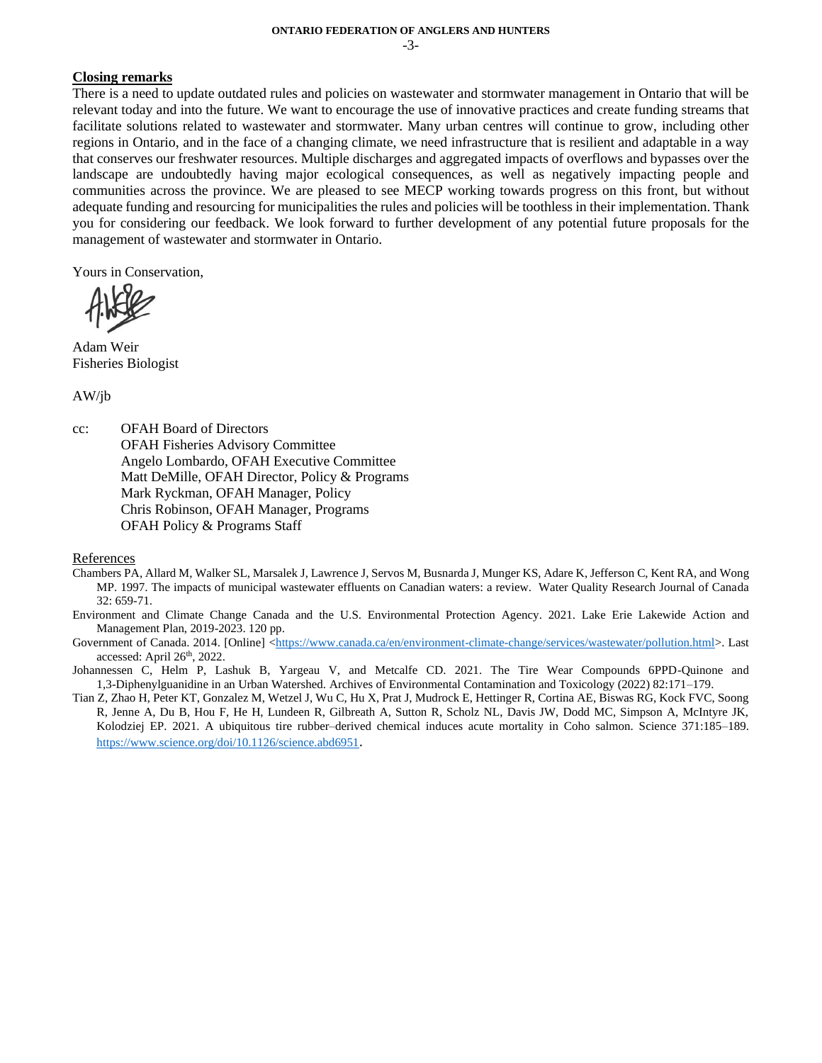## Closing remarks

There is a need to update outdated rules and policies on wastewater and stormwater management in Ontario that will be relevant today and into the future. We want to encourage the use of innovative practices and create funding streams that facilitate solutions related to wastewater and stormwater. Many urban centres will continue to grow, including other regions in Ontario, and in the face of a changing climate, we need infrastructure that is resilient and adaptable in a way that conserves our freshwater resources. Multiple discharges and aggregated impacts of overflows and bypasses over the landscape are undoubtedly having major ecological consequences, as well as negatively impacting people and communities across the province. We are pleased to see MECP working towards progress on this front, but without adequate funding and resourcing for municipalities the rules and policies will be toothless in their implementation. Thank you for considering our feedback. We look forward to further development of any potential future proposals for the management of wastewater and stormwater in Ontario.

Yours in Conservation,

Adam Weir
Fisheries Biologist

AW/jb

cc: OFAH Board of Directors
OFAH Fisheries Advisory Committee
Angelo Lombardo, OFAH Executive Committee
Matt DeMille, OFAH Director, Policy & Programs
Mark Ryckman, OFAH Manager, Policy
Chris Robinson, OFAH Manager, Programs
OFAH Policy & Programs Staff

References

Chambers PA, Allard M, Walker SL, Marsalek J, Lawrence J, Servos M, Busnarda J, Munger KS, Adare K, Jefferson C, Kent RA, and Wong MP. 1997. The impacts of municipal wastewater effluents on Canadian waters: a review. Water Quality Research Journal of Canada 32: 659-71.

Environment and Climate Change Canada and the U.S. Environmental Protection Agency. 2021. Lake Erie Lakewide Action and Management Plan, 2019-2023. 120 pp.

Government of Canada. 2014. [Online] <https://www.canada.ca/en/environment-climate-change/services/wastewater/pollution.html>. Last accessed: April 26th, 2022.

Johannessen C, Helm P, Lashuk B, Yargeau V, and Metcalfe CD. 2021. The Tire Wear Compounds 6PPD-Quinone and 1,3-Diphenylguanidine in an Urban Watershed. Archives of Environmental Contamination and Toxicology (2022) 82:171–179.

Tian Z, Zhao H, Peter KT, Gonzalez M, Wetzel J, Wu C, Hu X, Prat J, Mudrock E, Hettinger R, Cortina AE, Biswas RG, Kock FVC, Soong R, Jenne A, Du B, Hou F, He H, Lundeen R, Gilbreath A, Sutton R, Scholz NL, Davis JW, Dodd MC, Simpson A, McIntyre JK, Kolodziej EP. 2021. A ubiquitous tire rubber–derived chemical induces acute mortality in Coho salmon. Science 371:185–189. https://www.science.org/doi/10.1126/science.abd6951.